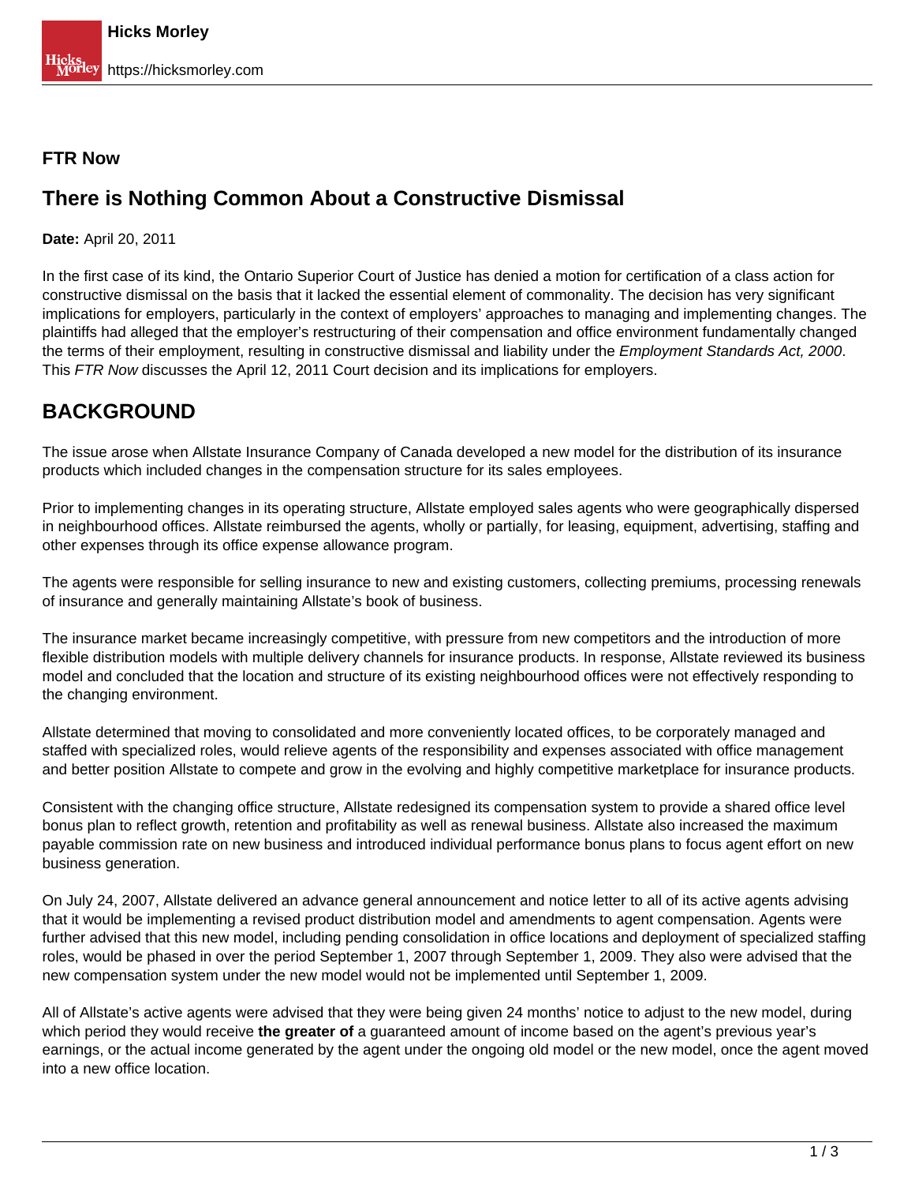**FTR Now**

# There is Nothing Common About a Constructive Dismissal

**Date:** April 20, 2011

In the first case of its kind, the Ontario Superior Court of Justice has denied a motion for certification of a class action for constructive dismissal on the basis that it lacked the essential element of commonality. The decision has very significant implications for employers, particularly in the context of employers' approaches to managing and implementing changes. The plaintiffs had alleged that the employer's restructuring of their compensation and office environment fundamentally changed the terms of their employment, resulting in constructive dismissal and liability under the *Employment Standards Act, 2000*. This *FTR Now* discusses the April 12, 2011 Court decision and its implications for employers.

## BACKGROUND

The issue arose when Allstate Insurance Company of Canada developed a new model for the distribution of its insurance products which included changes in the compensation structure for its sales employees.

Prior to implementing changes in its operating structure, Allstate employed sales agents who were geographically dispersed in neighbourhood offices. Allstate reimbursed the agents, wholly or partially, for leasing, equipment, advertising, staffing and other expenses through its office expense allowance program.

The agents were responsible for selling insurance to new and existing customers, collecting premiums, processing renewals of insurance and generally maintaining Allstate's book of business.

The insurance market became increasingly competitive, with pressure from new competitors and the introduction of more flexible distribution models with multiple delivery channels for insurance products. In response, Allstate reviewed its business model and concluded that the location and structure of its existing neighbourhood offices were not effectively responding to the changing environment.

Allstate determined that moving to consolidated and more conveniently located offices, to be corporately managed and staffed with specialized roles, would relieve agents of the responsibility and expenses associated with office management and better position Allstate to compete and grow in the evolving and highly competitive marketplace for insurance products.

Consistent with the changing office structure, Allstate redesigned its compensation system to provide a shared office level bonus plan to reflect growth, retention and profitability as well as renewal business. Allstate also increased the maximum payable commission rate on new business and introduced individual performance bonus plans to focus agent effort on new business generation.

On July 24, 2007, Allstate delivered an advance general announcement and notice letter to all of its active agents advising that it would be implementing a revised product distribution model and amendments to agent compensation. Agents were further advised that this new model, including pending consolidation in office locations and deployment of specialized staffing roles, would be phased in over the period September 1, 2007 through September 1, 2009. They also were advised that the new compensation system under the new model would not be implemented until September 1, 2009.

All of Allstate's active agents were advised that they were being given 24 months' notice to adjust to the new model, during which period they would receive **the greater of** a guaranteed amount of income based on the agent's previous year's earnings, or the actual income generated by the agent under the ongoing old model or the new model, once the agent moved into a new office location.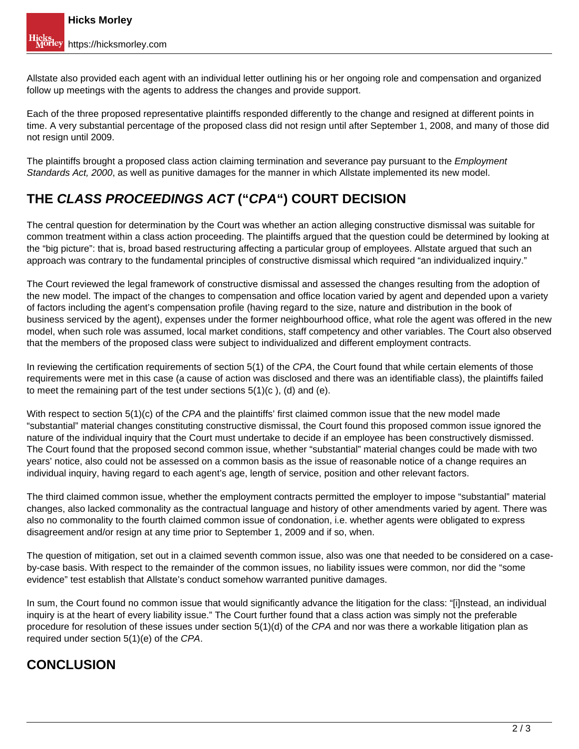Allstate also provided each agent with an individual letter outlining his or her ongoing role and compensation and organized follow up meetings with the agents to address the changes and provide support.

Each of the three proposed representative plaintiffs responded differently to the change and resigned at different points in time. A very substantial percentage of the proposed class did not resign until after September 1, 2008, and many of those did not resign until 2009.

The plaintiffs brought a proposed class action claiming termination and severance pay pursuant to the *Employment Standards Act, 2000*, as well as punitive damages for the manner in which Allstate implemented its new model.

## THE *CLASS PROCEEDINGS ACT* ("*CPA*") COURT DECISION

The central question for determination by the Court was whether an action alleging constructive dismissal was suitable for common treatment within a class action proceeding. The plaintiffs argued that the question could be determined by looking at the "big picture": that is, broad based restructuring affecting a particular group of employees. Allstate argued that such an approach was contrary to the fundamental principles of constructive dismissal which required "an individualized inquiry."

The Court reviewed the legal framework of constructive dismissal and assessed the changes resulting from the adoption of the new model. The impact of the changes to compensation and office location varied by agent and depended upon a variety of factors including the agent's compensation profile (having regard to the size, nature and distribution in the book of business serviced by the agent), expenses under the former neighbourhood office, what role the agent was offered in the new model, when such role was assumed, local market conditions, staff competency and other variables. The Court also observed that the members of the proposed class were subject to individualized and different employment contracts.

In reviewing the certification requirements of section 5(1) of the *CPA*, the Court found that while certain elements of those requirements were met in this case (a cause of action was disclosed and there was an identifiable class), the plaintiffs failed to meet the remaining part of the test under sections 5(1)(c ), (d) and (e).

With respect to section 5(1)(c) of the *CPA* and the plaintiffs' first claimed common issue that the new model made "substantial" material changes constituting constructive dismissal, the Court found this proposed common issue ignored the nature of the individual inquiry that the Court must undertake to decide if an employee has been constructively dismissed. The Court found that the proposed second common issue, whether "substantial" material changes could be made with two years' notice, also could not be assessed on a common basis as the issue of reasonable notice of a change requires an individual inquiry, having regard to each agent's age, length of service, position and other relevant factors.

The third claimed common issue, whether the employment contracts permitted the employer to impose "substantial" material changes, also lacked commonality as the contractual language and history of other amendments varied by agent. There was also no commonality to the fourth claimed common issue of condonation, i.e. whether agents were obligated to express disagreement and/or resign at any time prior to September 1, 2009 and if so, when.

The question of mitigation, set out in a claimed seventh common issue, also was one that needed to be considered on a case-by-case basis. With respect to the remainder of the common issues, no liability issues were common, nor did the "some evidence" test establish that Allstate's conduct somehow warranted punitive damages.

In sum, the Court found no common issue that would significantly advance the litigation for the class: "[i]nstead, an individual inquiry is at the heart of every liability issue." The Court further found that a class action was simply not the preferable procedure for resolution of these issues under section 5(1)(d) of the *CPA* and nor was there a workable litigation plan as required under section 5(1)(e) of the *CPA*.

## CONCLUSION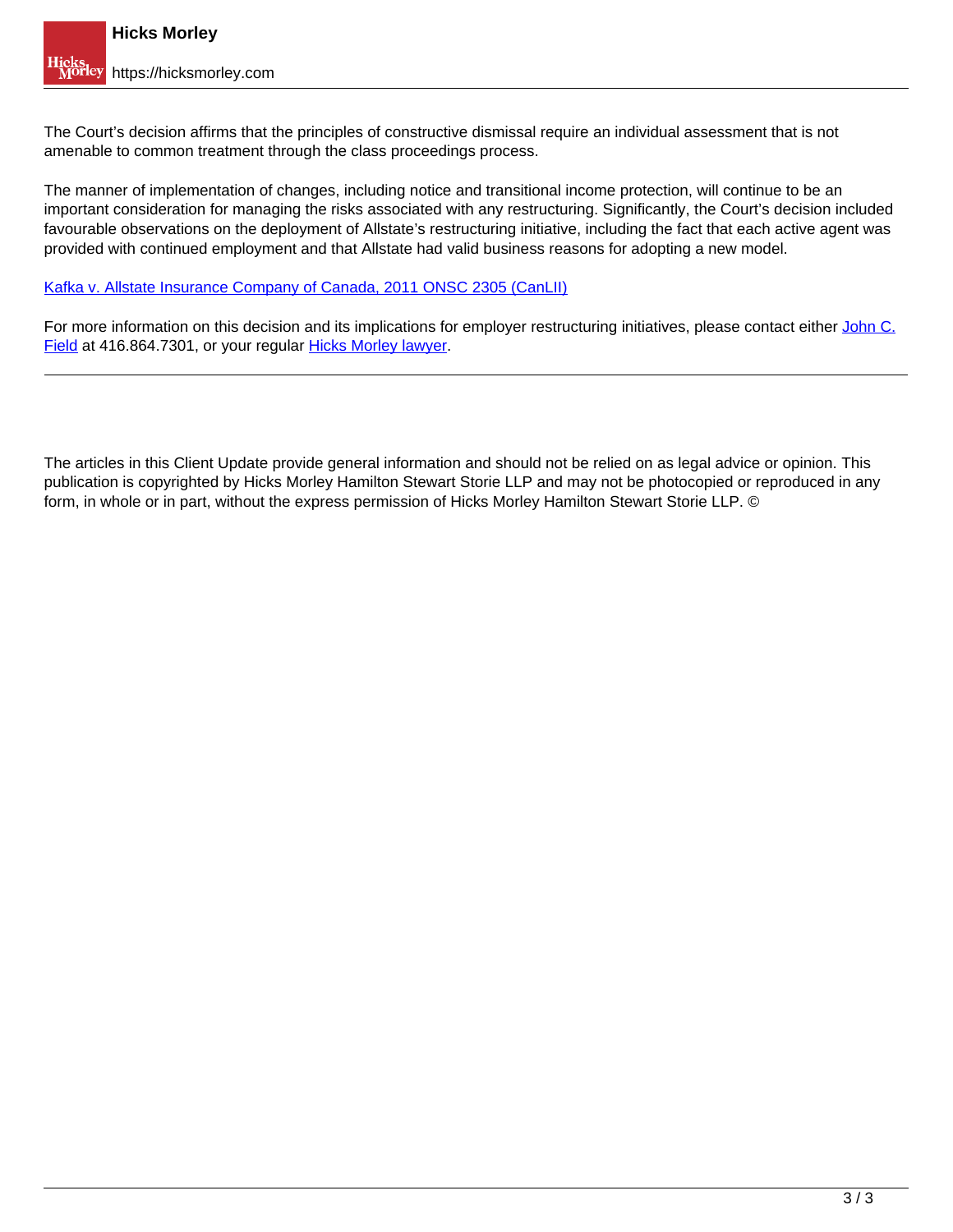The Court's decision affirms that the principles of constructive dismissal require an individual assessment that is not amenable to common treatment through the class proceedings process.

The manner of implementation of changes, including notice and transitional income protection, will continue to be an important consideration for managing the risks associated with any restructuring. Significantly, the Court's decision included favourable observations on the deployment of Allstate's restructuring initiative, including the fact that each active agent was provided with continued employment and that Allstate had valid business reasons for adopting a new model.

Kafka v. Allstate Insurance Company of Canada, 2011 ONSC 2305 (CanLII)

For more information on this decision and its implications for employer restructuring initiatives, please contact either John C. Field at 416.864.7301, or your regular Hicks Morley lawyer.

---

The articles in this Client Update provide general information and should not be relied on as legal advice or opinion. This publication is copyrighted by Hicks Morley Hamilton Stewart Storie LLP and may not be photocopied or reproduced in any form, in whole or in part, without the express permission of Hicks Morley Hamilton Stewart Storie LLP. ©